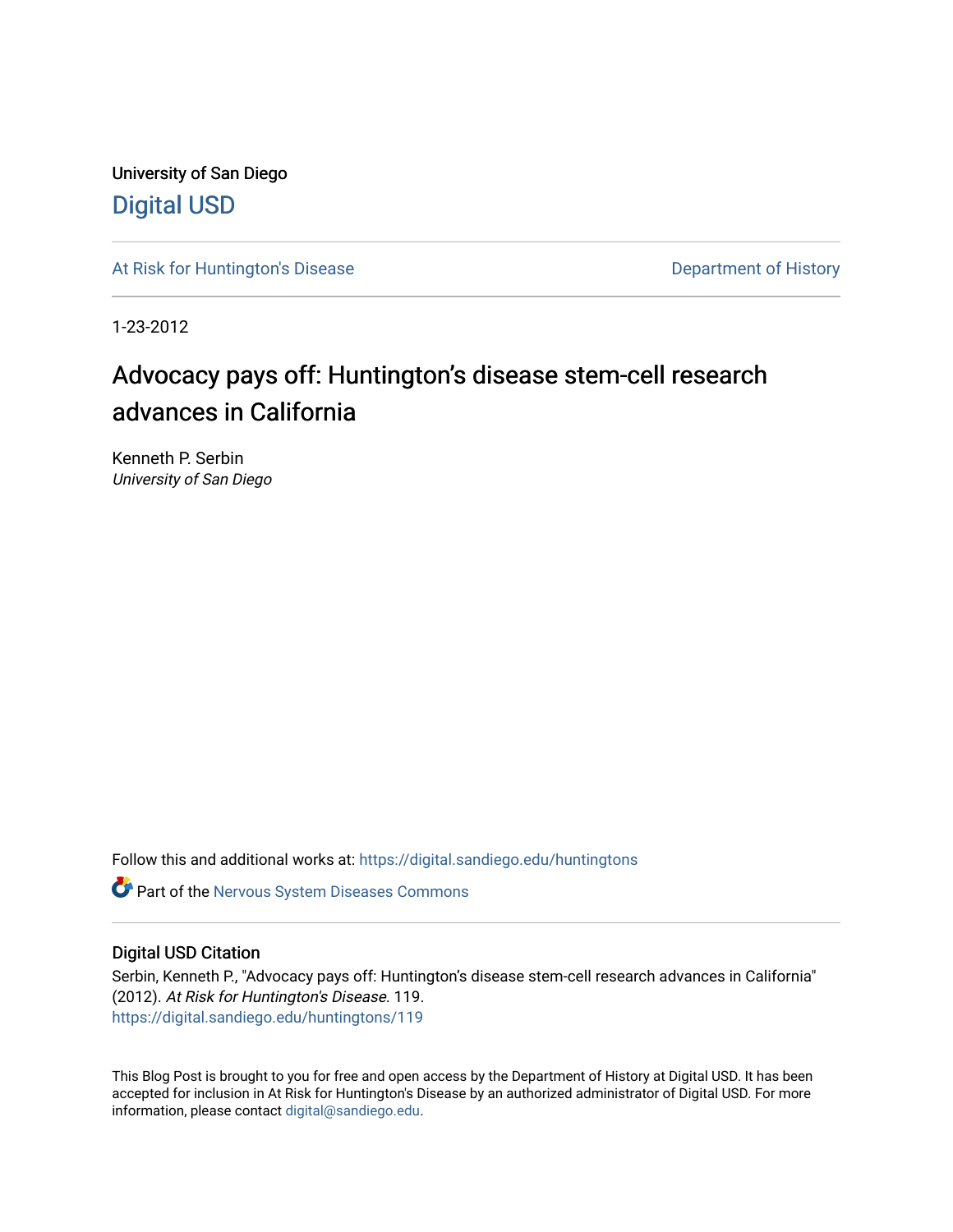University of San Diego

# Digital USD

At Risk for Huntington's Disease

Department of History

1-23-2012

## Advocacy pays off: Huntington's disease stem-cell research advances in California

Kenneth P. Serbin
*University of San Diego*

Follow this and additional works at: https://digital.sandiego.edu/huntingtons

Part of the Nervous System Diseases Commons

### Digital USD Citation

Serbin, Kenneth P., "Advocacy pays off: Huntington's disease stem-cell research advances in California" (2012). *At Risk for Huntington's Disease*. 119.
https://digital.sandiego.edu/huntingtons/119

This Blog Post is brought to you for free and open access by the Department of History at Digital USD. It has been accepted for inclusion in At Risk for Huntington's Disease by an authorized administrator of Digital USD. For more information, please contact digital@sandiego.edu.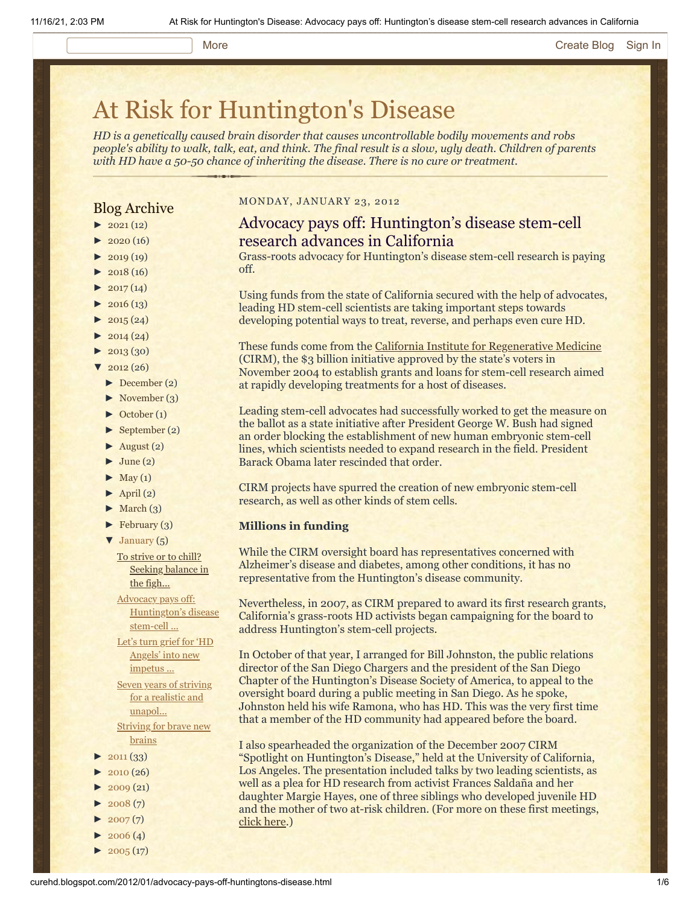# At Risk for Huntington's Disease

*HD is a genetically caused brain disorder that causes uncontrollable bodily movements and robs people's ability to walk, talk, eat, and think. The final result is a slow, ugly death. Children of parents with HD have a 50-50 chance of inheriting the disease. There is no cure or treatment.*

## Blog Archive

- ► 2021 (12)
- ► 2020 (16)
- ► 2019 (19)
- ► 2018 (16)
- ► 2017 (14)
- ► 2016 (13)
- ► 2015 (24)
- ► 2014 (24)
- ► 2013 (30)
- ▼ 2012 (26)
  - ► December (2)
  - ► November (3)
  - ► October (1)
  - ► September (2)
  - ► August (2)
  - ► June (2)
  - ► May (1)
  - ► April (2)
  - ► March (3)
  - ► February (3)
  - ▼ January (5)
    - To strive or to chill? Seeking balance in the figh...
    - Advocacy pays off: Huntington's disease stem-cell ...
    - Let's turn grief for 'HD Angels' into new impetus ...
    - Seven years of striving for a realistic and unapol...
    - Striving for brave new brains
- ► 2011 (33)
- ► 2010 (26)
- ► 2009 (21)
- ► 2008 (7)
- ► 2007 (7)
- ► 2006 (4)
- ► 2005 (17)

MONDAY, JANUARY 23, 2012

## Advocacy pays off: Huntington's disease stem-cell research advances in California

Grass-roots advocacy for Huntington's disease stem-cell research is paying off.

Using funds from the state of California secured with the help of advocates, leading HD stem-cell scientists are taking important steps towards developing potential ways to treat, reverse, and perhaps even cure HD.

These funds come from the California Institute for Regenerative Medicine (CIRM), the $3 billion initiative approved by the state's voters in November 2004 to establish grants and loans for stem-cell research aimed at rapidly developing treatments for a host of diseases.

Leading stem-cell advocates had successfully worked to get the measure on the ballot as a state initiative after President George W. Bush had signed an order blocking the establishment of new human embryonic stem-cell lines, which scientists needed to expand research in the field. President Barack Obama later rescinded that order.

CIRM projects have spurred the creation of new embryonic stem-cell research, as well as other kinds of stem cells.

**Millions in funding**

While the CIRM oversight board has representatives concerned with Alzheimer's disease and diabetes, among other conditions, it has no representative from the Huntington's disease community.

Nevertheless, in 2007, as CIRM prepared to award its first research grants, California's grass-roots HD activists began campaigning for the board to address Huntington's stem-cell projects.

In October of that year, I arranged for Bill Johnston, the public relations director of the San Diego Chargers and the president of the San Diego Chapter of the Huntington's Disease Society of America, to appeal to the oversight board during a public meeting in San Diego. As he spoke, Johnston held his wife Ramona, who has HD. This was the very first time that a member of the HD community had appeared before the board.

I also spearheaded the organization of the December 2007 CIRM "Spotlight on Huntington's Disease," held at the University of California, Los Angeles. The presentation included talks by two leading scientists, as well as a plea for HD research from activist Frances Saldaña and her daughter Margie Hayes, one of three siblings who developed juvenile HD and the mother of two at-risk children. (For more on these first meetings, click here.)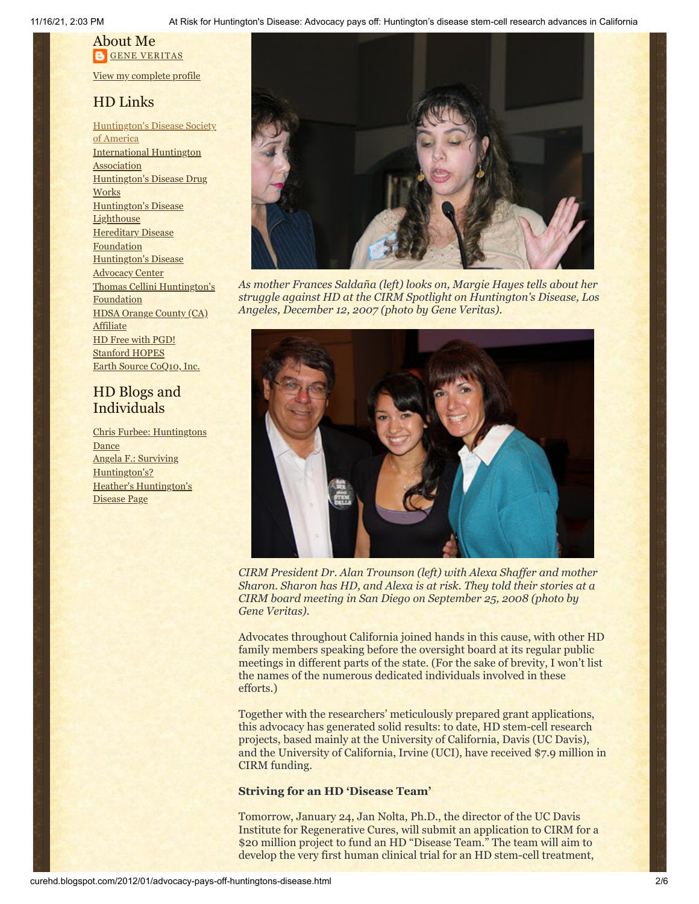## About Me

GENE VERITAS

View my complete profile

## HD Links

Huntington's Disease Society of America
International Huntington Association
Huntington's Disease Drug Works
Huntington's Disease Lighthouse
Hereditary Disease Foundation
Huntington's Disease Advocacy Center
Thomas Cellini Huntington's Foundation
HDSA Orange County (CA) Affiliate
HD Free with PGD!
Stanford HOPES
Earth Source CoQ10, Inc.

## HD Blogs and Individuals

Chris Furbee: Huntingtons Dance
Angela F.: Surviving Huntington's?
Heather's Huntington's Disease Page

*As mother Frances Saldaña (left) looks on, Margie Hayes tells about her struggle against HD at the CIRM Spotlight on Huntington's Disease, Los Angeles, December 12, 2007 (photo by Gene Veritas).*

*CIRM President Dr. Alan Trounson (left) with Alexa Shaffer and mother Sharon. Sharon has HD, and Alexa is at risk. They told their stories at a CIRM board meeting in San Diego on September 25, 2008 (photo by Gene Veritas).*

Advocates throughout California joined hands in this cause, with other HD family members speaking before the oversight board at its regular public meetings in different parts of the state. (For the sake of brevity, I won't list the names of the numerous dedicated individuals involved in these efforts.)

Together with the researchers' meticulously prepared grant applications, this advocacy has generated solid results: to date, HD stem-cell research projects, based mainly at the University of California, Davis (UC Davis), and the University of California, Irvine (UCI), have received $7.9 million in CIRM funding.

**Striving for an HD 'Disease Team'**

Tomorrow, January 24, Jan Nolta, Ph.D., the director of the UC Davis Institute for Regenerative Cures, will submit an application to CIRM for a $20 million project to fund an HD "Disease Team." The team will aim to develop the very first human clinical trial for an HD stem-cell treatment,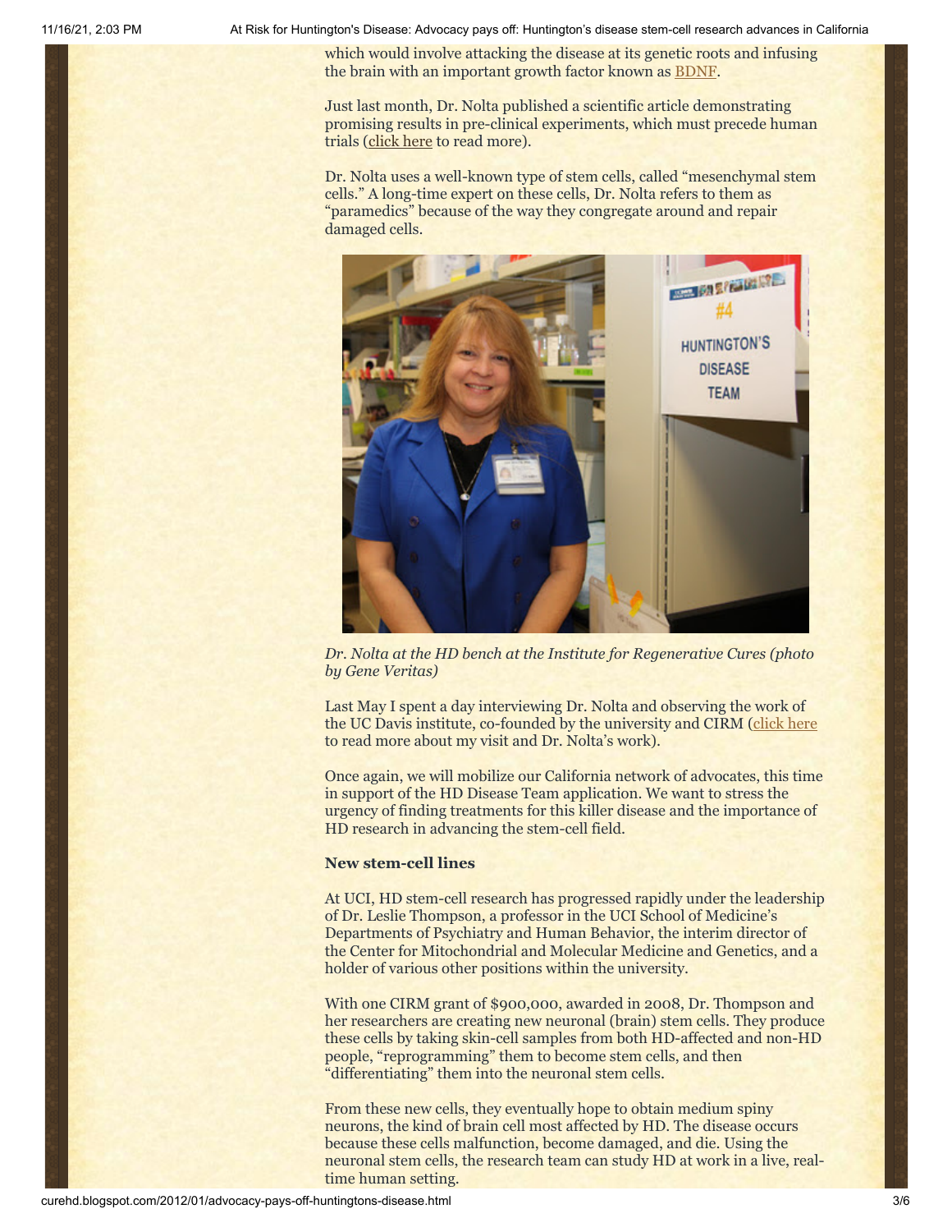which would involve attacking the disease at its genetic roots and infusing the brain with an important growth factor known as BDNF.

Just last month, Dr. Nolta published a scientific article demonstrating promising results in pre-clinical experiments, which must precede human trials (click here to read more).

Dr. Nolta uses a well-known type of stem cells, called "mesenchymal stem cells." A long-time expert on these cells, Dr. Nolta refers to them as "paramedics" because of the way they congregate around and repair damaged cells.

*Dr. Nolta at the HD bench at the Institute for Regenerative Cures (photo by Gene Veritas)*

Last May I spent a day interviewing Dr. Nolta and observing the work of the UC Davis institute, co-founded by the university and CIRM (click here to read more about my visit and Dr. Nolta's work).

Once again, we will mobilize our California network of advocates, this time in support of the HD Disease Team application. We want to stress the urgency of finding treatments for this killer disease and the importance of HD research in advancing the stem-cell field.

**New stem-cell lines**

At UCI, HD stem-cell research has progressed rapidly under the leadership of Dr. Leslie Thompson, a professor in the UCI School of Medicine's Departments of Psychiatry and Human Behavior, the interim director of the Center for Mitochondrial and Molecular Medicine and Genetics, and a holder of various other positions within the university.

With one CIRM grant of $900,000, awarded in 2008, Dr. Thompson and her researchers are creating new neuronal (brain) stem cells. They produce these cells by taking skin-cell samples from both HD-affected and non-HD people, "reprogramming" them to become stem cells, and then "differentiating" them into the neuronal stem cells.

From these new cells, they eventually hope to obtain medium spiny neurons, the kind of brain cell most affected by HD. The disease occurs because these cells malfunction, become damaged, and die. Using the neuronal stem cells, the research team can study HD at work in a live, real-time human setting.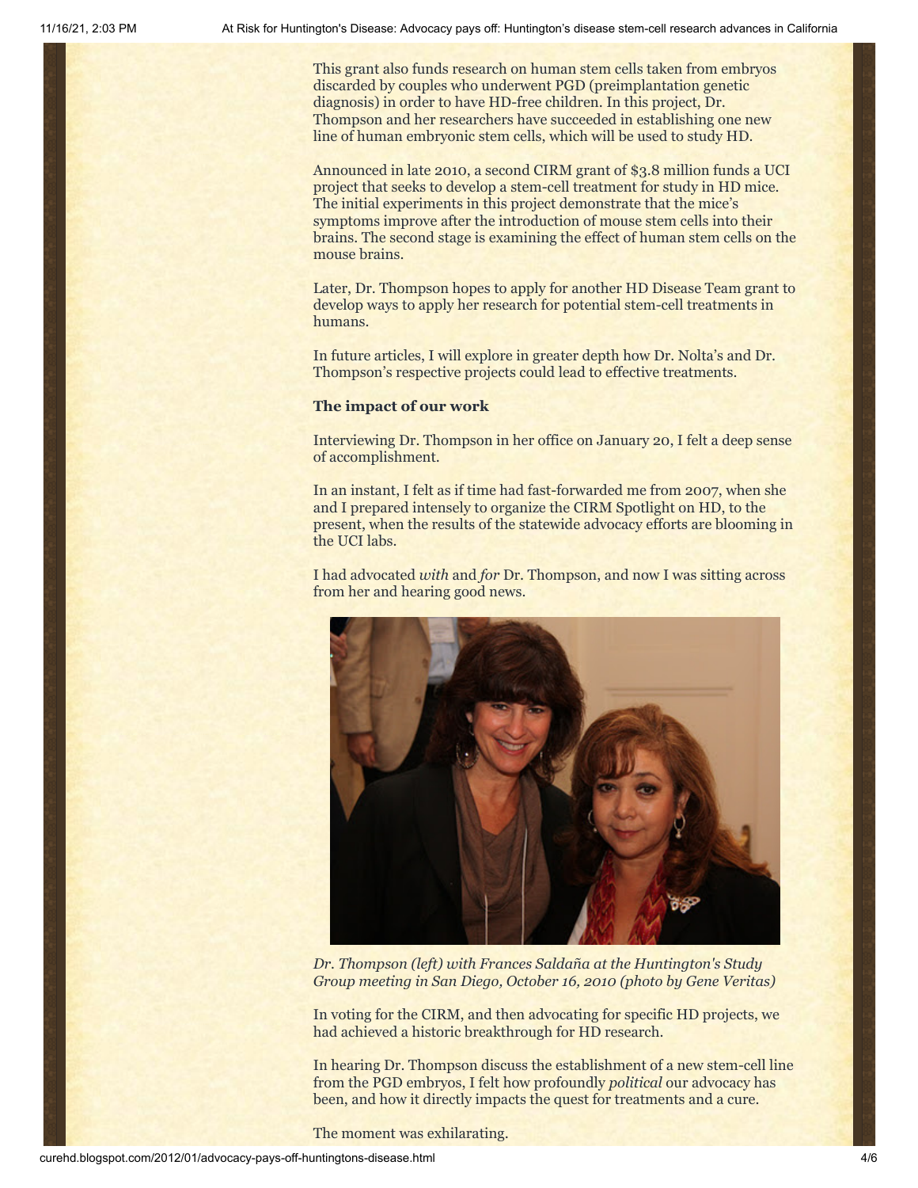This grant also funds research on human stem cells taken from embryos discarded by couples who underwent PGD (preimplantation genetic diagnosis) in order to have HD-free children. In this project, Dr. Thompson and her researchers have succeeded in establishing one new line of human embryonic stem cells, which will be used to study HD.

Announced in late 2010, a second CIRM grant of $3.8 million funds a UCI project that seeks to develop a stem-cell treatment for study in HD mice. The initial experiments in this project demonstrate that the mice's symptoms improve after the introduction of mouse stem cells into their brains. The second stage is examining the effect of human stem cells on the mouse brains.

Later, Dr. Thompson hopes to apply for another HD Disease Team grant to develop ways to apply her research for potential stem-cell treatments in humans.

In future articles, I will explore in greater depth how Dr. Nolta's and Dr. Thompson's respective projects could lead to effective treatments.

**The impact of our work**

Interviewing Dr. Thompson in her office on January 20, I felt a deep sense of accomplishment.

In an instant, I felt as if time had fast-forwarded me from 2007, when she and I prepared intensely to organize the CIRM Spotlight on HD, to the present, when the results of the statewide advocacy efforts are blooming in the UCI labs.

I had advocated *with* and *for* Dr. Thompson, and now I was sitting across from her and hearing good news.

*Dr. Thompson (left) with Frances Saldaña at the Huntington's Study Group meeting in San Diego, October 16, 2010 (photo by Gene Veritas)*

In voting for the CIRM, and then advocating for specific HD projects, we had achieved a historic breakthrough for HD research.

In hearing Dr. Thompson discuss the establishment of a new stem-cell line from the PGD embryos, I felt how profoundly *political* our advocacy has been, and how it directly impacts the quest for treatments and a cure.

The moment was exhilarating.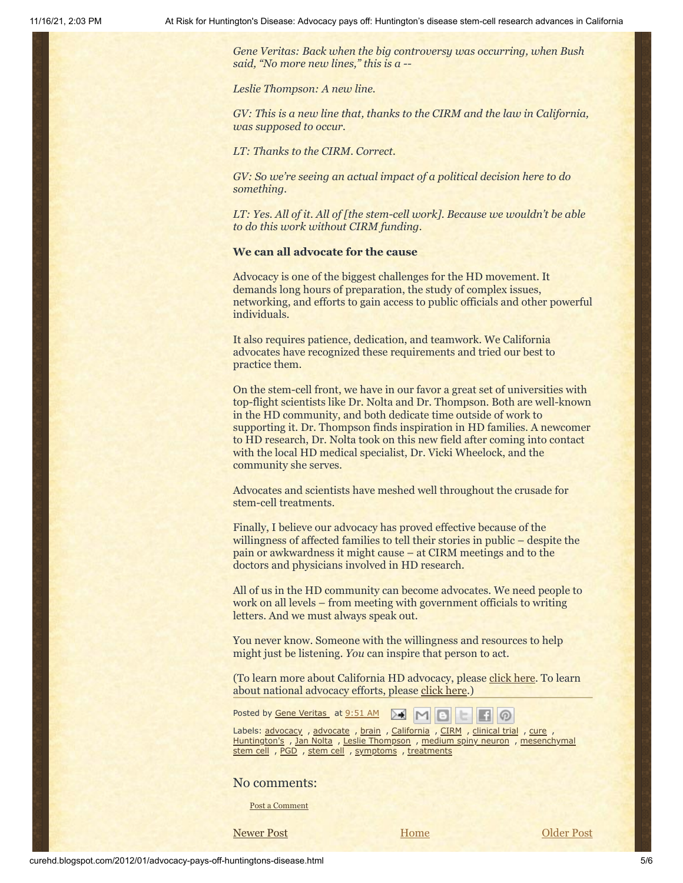*Gene Veritas: Back when the big controversy was occurring, when Bush said, "No more new lines," this is a --*

*Leslie Thompson: A new line.*

*GV: This is a new line that, thanks to the CIRM and the law in California, was supposed to occur.*

*LT: Thanks to the CIRM. Correct.*

*GV: So we're seeing an actual impact of a political decision here to do something.*

*LT: Yes. All of it. All of [the stem-cell work]. Because we wouldn't be able to do this work without CIRM funding.*

**We can all advocate for the cause**

Advocacy is one of the biggest challenges for the HD movement. It demands long hours of preparation, the study of complex issues, networking, and efforts to gain access to public officials and other powerful individuals.

It also requires patience, dedication, and teamwork. We California advocates have recognized these requirements and tried our best to practice them.

On the stem-cell front, we have in our favor a great set of universities with top-flight scientists like Dr. Nolta and Dr. Thompson. Both are well-known in the HD community, and both dedicate time outside of work to supporting it. Dr. Thompson finds inspiration in HD families. A newcomer to HD research, Dr. Nolta took on this new field after coming into contact with the local HD medical specialist, Dr. Vicki Wheelock, and the community she serves.

Advocates and scientists have meshed well throughout the crusade for stem-cell treatments.

Finally, I believe our advocacy has proved effective because of the willingness of affected families to tell their stories in public – despite the pain or awkwardness it might cause – at CIRM meetings and to the doctors and physicians involved in HD research.

All of us in the HD community can become advocates. We need people to work on all levels – from meeting with government officials to writing letters. And we must always speak out.

You never know. Someone with the willingness and resources to help might just be listening. *You* can inspire that person to act.

(To learn more about California HD advocacy, please click here. To learn about national advocacy efforts, please click here.)

Posted by Gene Veritas at 9:51 AM

Labels: advocacy , advocate , brain , California , CIRM , clinical trial , cure , Huntington's , Jan Nolta , Leslie Thompson , medium spiny neuron , mesenchymal stem cell , PGD , stem cell , symptoms , treatments

No comments:

Post a Comment

Newer Post Home Older Post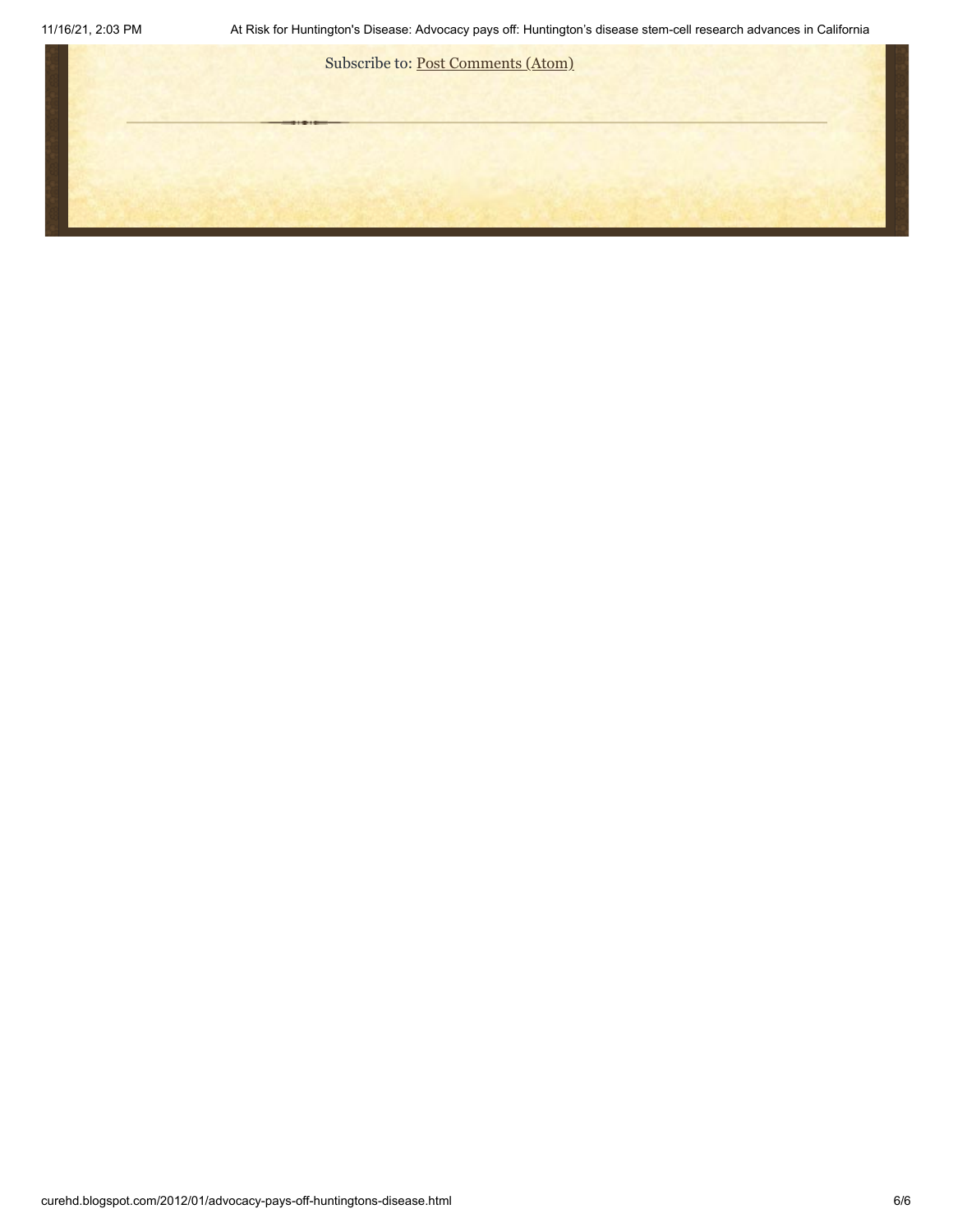Subscribe to: Post Comments (Atom)